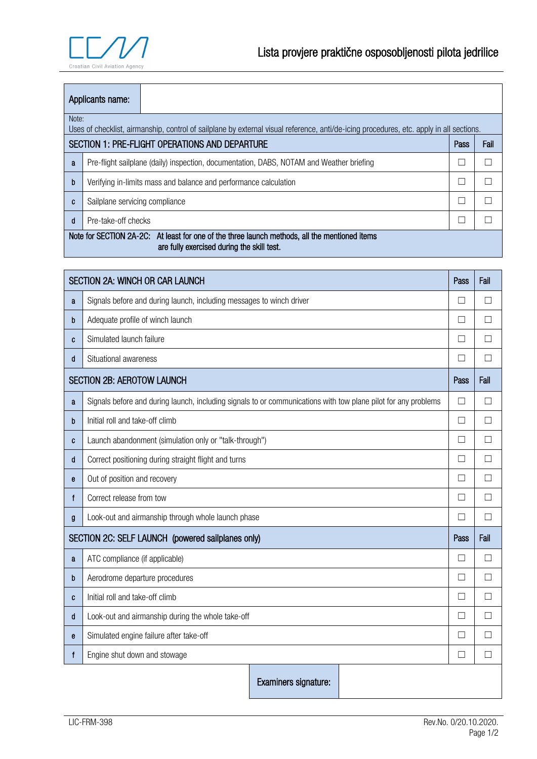# Lista provjere praktične osposobljenosti pilota jedrilice

| Applicants name: | |
|---|---|

Note:
Uses of checklist, airmanship, control of sailplane by external visual reference, anti/de-icing procedures, etc. apply in all sections.

| SECTION 1: PRE-FLIGHT OPERATIONS AND DEPARTURE | | Pass | Fail |
|---|---|---|---|
| a | Pre-flight sailplane (daily) inspection, documentation, DABS, NOTAM and Weather briefing | ☐ | ☐ |
| b | Verifying in-limits mass and balance and performance calculation | ☐ | ☐ |
| c | Sailplane servicing compliance | ☐ | ☐ |
| d | Pre-take-off checks | ☐ | ☐ |

Note for SECTION 2A-2C: At least for one of the three launch methods, all the mentioned items are fully exercised during the skill test.

| SECTION 2A: WINCH OR CAR LAUNCH | | Pass | Fail |
|---|---|---|---|
| a | Signals before and during launch, including messages to winch driver | ☐ | ☐ |
| b | Adequate profile of winch launch | ☐ | ☐ |
| c | Simulated launch failure | ☐ | ☐ |
| d | Situational awareness | ☐ | ☐ |
| **SECTION 2B: AEROTOW LAUNCH** | | **Pass** | **Fail** |
| a | Signals before and during launch, including signals to or communications with tow plane pilot for any problems | ☐ | ☐ |
| b | Initial roll and take-off climb | ☐ | ☐ |
| c | Launch abandonment (simulation only or "talk-through") | ☐ | ☐ |
| d | Correct positioning during straight flight and turns | ☐ | ☐ |
| e | Out of position and recovery | ☐ | ☐ |
| f | Correct release from tow | ☐ | ☐ |
| g | Look-out and airmanship through whole launch phase | ☐ | ☐ |
| **SECTION 2C: SELF LAUNCH (powered sailplanes only)** | | **Pass** | **Fail** |
| a | ATC compliance (if applicable) | ☐ | ☐ |
| b | Aerodrome departure procedures | ☐ | ☐ |
| c | Initial roll and take-off climb | ☐ | ☐ |
| d | Look-out and airmanship during the whole take-off | ☐ | ☐ |
| e | Simulated engine failure after take-off | ☐ | ☐ |
| f | Engine shut down and stowage | ☐ | ☐ |

| Examiners signature: | |
|---|---|

LIC-FRM-398 Rev.No. 0/20.10.2020.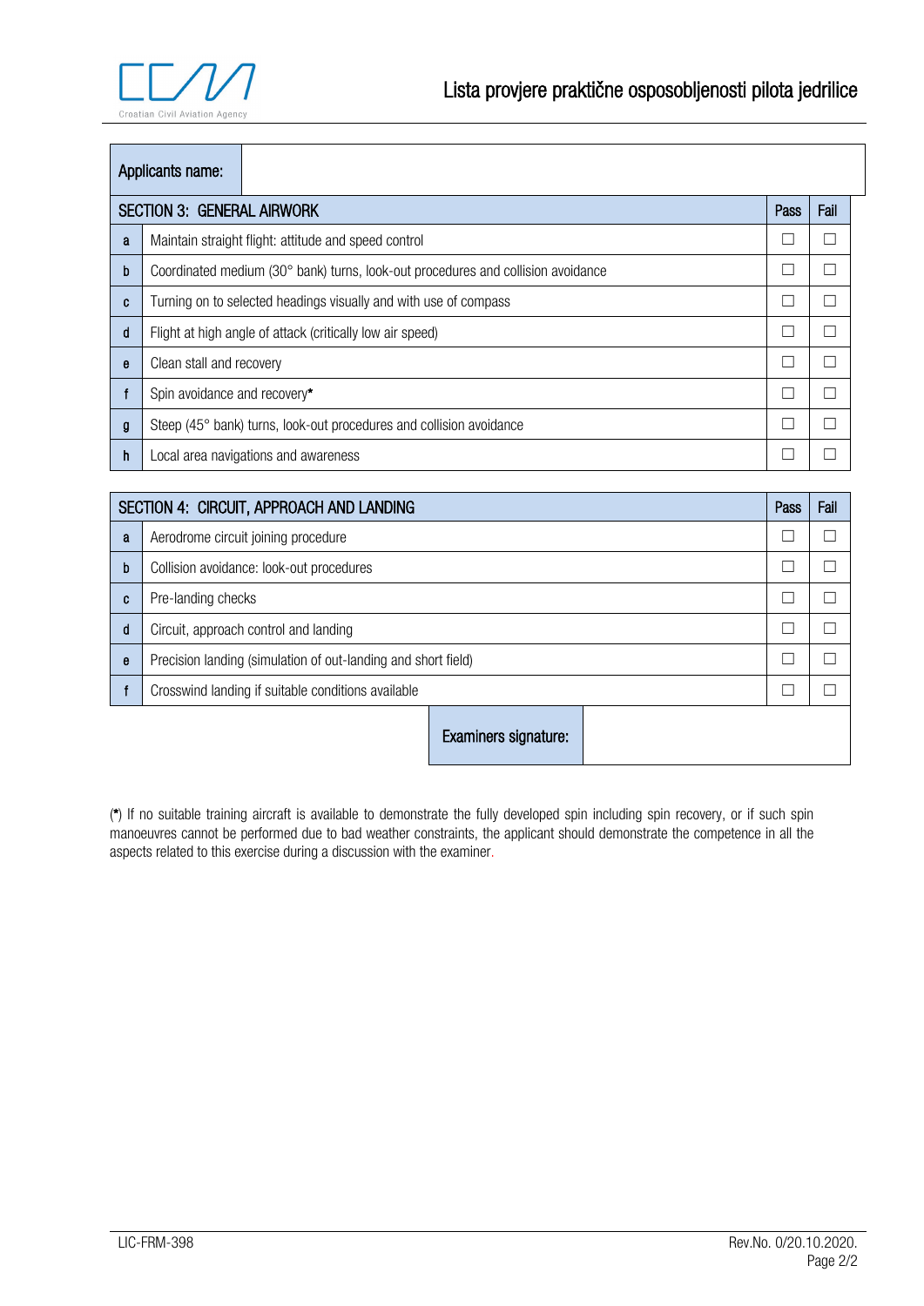# Lista provjere praktične osposobljenosti pilota jedrilice

| Applicants name: | |
|---|---|

| | SECTION 3: GENERAL AIRWORK | Pass | Fail |
|---|---|---|---|
| a | Maintain straight flight: attitude and speed control | ☐ | ☐ |
| b | Coordinated medium (30° bank) turns, look-out procedures and collision avoidance | ☐ | ☐ |
| c | Turning on to selected headings visually and with use of compass | ☐ | ☐ |
| d | Flight at high angle of attack (critically low air speed) | ☐ | ☐ |
| e | Clean stall and recovery | ☐ | ☐ |
| f | Spin avoidance and recovery* | ☐ | ☐ |
| g | Steep (45° bank) turns, look-out procedures and collision avoidance | ☐ | ☐ |
| h | Local area navigations and awareness | ☐ | ☐ |

| | SECTION 4: CIRCUIT, APPROACH AND LANDING | Pass | Fail |
|---|---|---|---|
| a | Aerodrome circuit joining procedure | ☐ | ☐ |
| b | Collision avoidance: look-out procedures | ☐ | ☐ |
| c | Pre-landing checks | ☐ | ☐ |
| d | Circuit, approach control and landing | ☐ | ☐ |
| e | Precision landing (simulation of out-landing and short field) | ☐ | ☐ |
| f | Crosswind landing if suitable conditions available | ☐ | ☐ |

| Examiners signature: | |
|---|---|

(*) If no suitable training aircraft is available to demonstrate the fully developed spin including spin recovery, or if such spin manoeuvres cannot be performed due to bad weather constraints, the applicant should demonstrate the competence in all the aspects related to this exercise during a discussion with the examiner.

LIC-FRM-398

Rev.No. 0/20.10.2020.